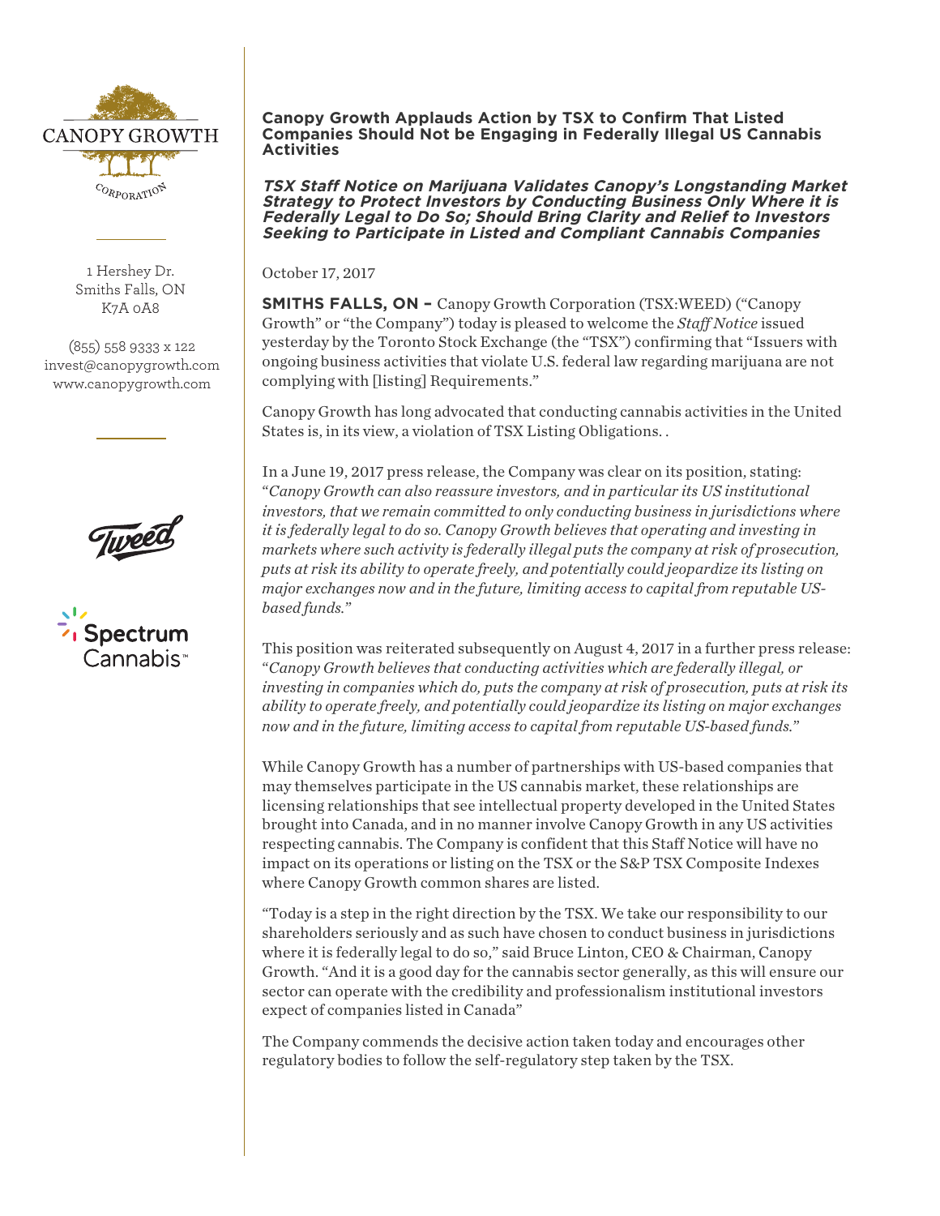CANOPY GROWTH

CORPORATION

1 Hershey Dr.
Smiths Falls, ON
K7A 0A8

(855) 558 9333 x 122
invest@canopygrowth.com
www.canopygrowth.com

Tweed

Spectrum Cannabis™

**Canopy Growth Applauds Action by TSX to Confirm That Listed Companies Should Not be Engaging in Federally Illegal US Cannabis Activities**

***TSX Staff Notice on Marijuana Validates Canopy's Longstanding Market Strategy to Protect Investors by Conducting Business Only Where it is Federally Legal to Do So; Should Bring Clarity and Relief to Investors Seeking to Participate in Listed and Compliant Cannabis Companies***

October 17, 2017

**SMITHS FALLS, ON –** Canopy Growth Corporation (TSX:WEED) ("Canopy Growth" or "the Company") today is pleased to welcome the *Staff Notice* issued yesterday by the Toronto Stock Exchange (the "TSX") confirming that "Issuers with ongoing business activities that violate U.S. federal law regarding marijuana are not complying with [listing] Requirements."

Canopy Growth has long advocated that conducting cannabis activities in the United States is, in its view, a violation of TSX Listing Obligations. .

In a June 19, 2017 press release, the Company was clear on its position, stating: "*Canopy Growth can also reassure investors, and in particular its US institutional investors, that we remain committed to only conducting business in jurisdictions where it is federally legal to do so. Canopy Growth believes that operating and investing in markets where such activity is federally illegal puts the company at risk of prosecution, puts at risk its ability to operate freely, and potentially could jeopardize its listing on major exchanges now and in the future, limiting access to capital from reputable US-based funds.*"

This position was reiterated subsequently on August 4, 2017 in a further press release: "*Canopy Growth believes that conducting activities which are federally illegal, or investing in companies which do, puts the company at risk of prosecution, puts at risk its ability to operate freely, and potentially could jeopardize its listing on major exchanges now and in the future, limiting access to capital from reputable US-based funds.*"

While Canopy Growth has a number of partnerships with US-based companies that may themselves participate in the US cannabis market, these relationships are licensing relationships that see intellectual property developed in the United States brought into Canada, and in no manner involve Canopy Growth in any US activities respecting cannabis. The Company is confident that this Staff Notice will have no impact on its operations or listing on the TSX or the S&P TSX Composite Indexes where Canopy Growth common shares are listed.

"Today is a step in the right direction by the TSX. We take our responsibility to our shareholders seriously and as such have chosen to conduct business in jurisdictions where it is federally legal to do so," said Bruce Linton, CEO & Chairman, Canopy Growth. "And it is a good day for the cannabis sector generally, as this will ensure our sector can operate with the credibility and professionalism institutional investors expect of companies listed in Canada"

The Company commends the decisive action taken today and encourages other regulatory bodies to follow the self-regulatory step taken by the TSX.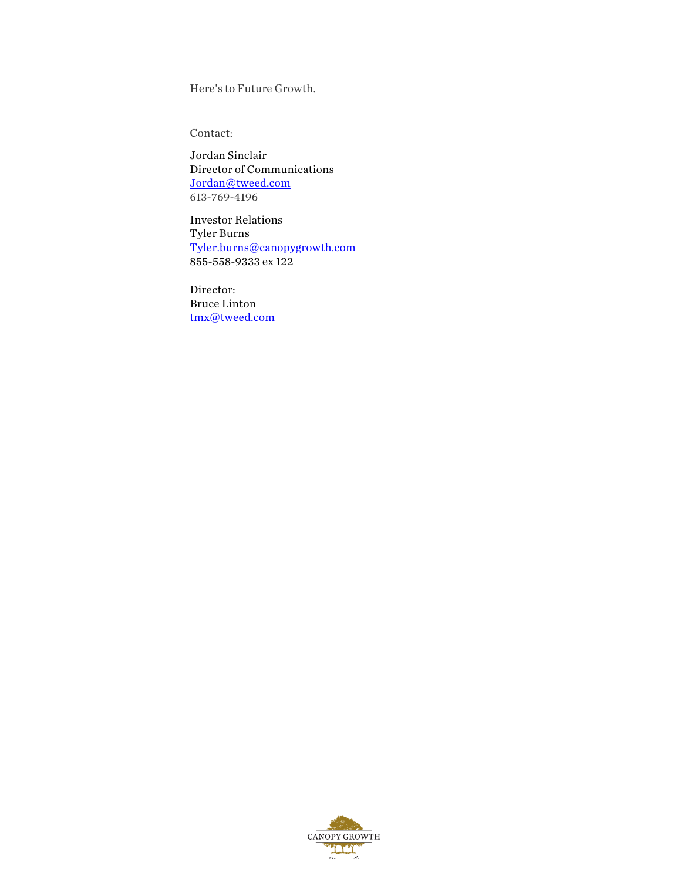Here's to Future Growth.

Contact:

Jordan Sinclair
Director of Communications
Jordan@tweed.com
613-769-4196

Investor Relations
Tyler Burns
Tyler.burns@canopygrowth.com
855-558-9333 ex 122

Director:
Bruce Linton
tmx@tweed.com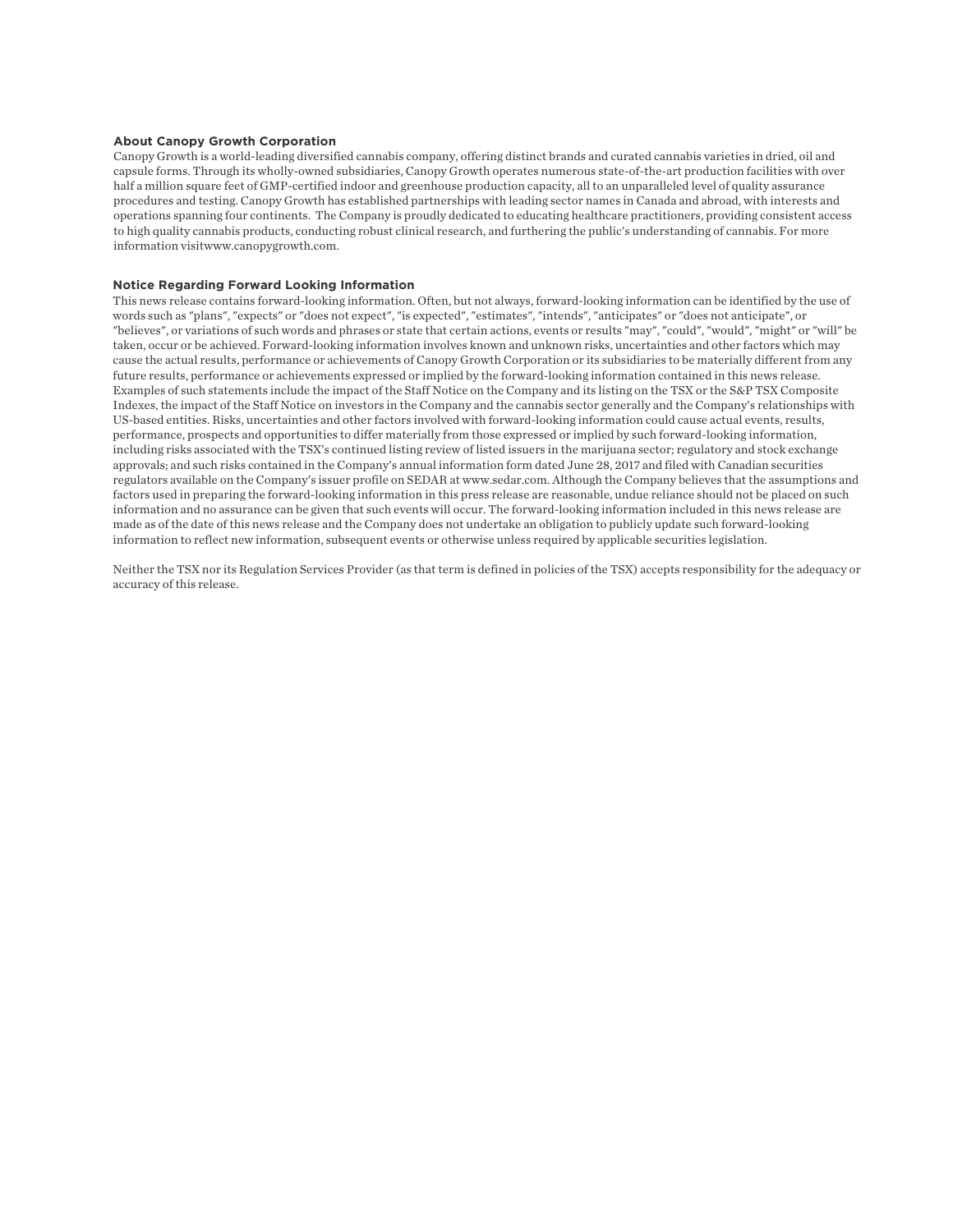**About Canopy Growth Corporation**

Canopy Growth is a world-leading diversified cannabis company, offering distinct brands and curated cannabis varieties in dried, oil and capsule forms. Through its wholly-owned subsidiaries, Canopy Growth operates numerous state-of-the-art production facilities with over half a million square feet of GMP-certified indoor and greenhouse production capacity, all to an unparalleled level of quality assurance procedures and testing. Canopy Growth has established partnerships with leading sector names in Canada and abroad, with interests and operations spanning four continents. The Company is proudly dedicated to educating healthcare practitioners, providing consistent access to high quality cannabis products, conducting robust clinical research, and furthering the public's understanding of cannabis. For more information visitwww.canopygrowth.com.

**Notice Regarding Forward Looking Information**

This news release contains forward-looking information. Often, but not always, forward-looking information can be identified by the use of words such as "plans", "expects" or "does not expect", "is expected", "estimates", "intends", "anticipates" or "does not anticipate", or "believes", or variations of such words and phrases or state that certain actions, events or results "may", "could", "would", "might" or "will" be taken, occur or be achieved. Forward-looking information involves known and unknown risks, uncertainties and other factors which may cause the actual results, performance or achievements of Canopy Growth Corporation or its subsidiaries to be materially different from any future results, performance or achievements expressed or implied by the forward-looking information contained in this news release. Examples of such statements include the impact of the Staff Notice on the Company and its listing on the TSX or the S&P TSX Composite Indexes, the impact of the Staff Notice on investors in the Company and the cannabis sector generally and the Company's relationships with US-based entities. Risks, uncertainties and other factors involved with forward-looking information could cause actual events, results, performance, prospects and opportunities to differ materially from those expressed or implied by such forward-looking information, including risks associated with the TSX's continued listing review of listed issuers in the marijuana sector; regulatory and stock exchange approvals; and such risks contained in the Company's annual information form dated June 28, 2017 and filed with Canadian securities regulators available on the Company's issuer profile on SEDAR at www.sedar.com. Although the Company believes that the assumptions and factors used in preparing the forward-looking information in this press release are reasonable, undue reliance should not be placed on such information and no assurance can be given that such events will occur. The forward-looking information included in this news release are made as of the date of this news release and the Company does not undertake an obligation to publicly update such forward-looking information to reflect new information, subsequent events or otherwise unless required by applicable securities legislation.

Neither the TSX nor its Regulation Services Provider (as that term is defined in policies of the TSX) accepts responsibility for the adequacy or accuracy of this release.